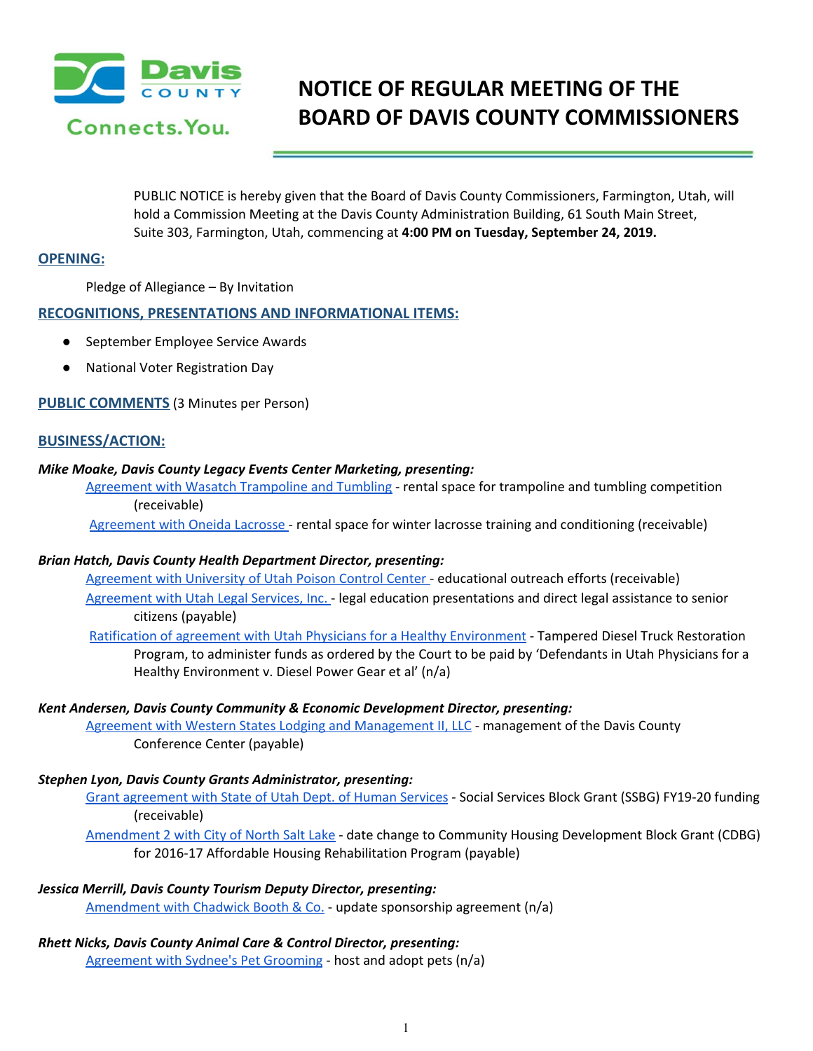# NOTICE OF REGULAR MEETING OF THE BOARD OF DAVIS COUNTY COMMISSIONERS

PUBLIC NOTICE is hereby given that the Board of Davis County Commissioners, Farmington, Utah, will hold a Commission Meeting at the Davis County Administration Building, 61 South Main Street, Suite 303, Farmington, Utah, commencing at **4:00 PM on Tuesday, September 24, 2019.**

## OPENING:

Pledge of Allegiance – By Invitation

## RECOGNITIONS, PRESENTATIONS AND INFORMATIONAL ITEMS:

- September Employee Service Awards
- National Voter Registration Day

**PUBLIC COMMENTS** (3 Minutes per Person)

## BUSINESS/ACTION:

***Mike Moake, Davis County Legacy Events Center Marketing, presenting:***

Agreement with Wasatch Trampoline and Tumbling - rental space for trampoline and tumbling competition (receivable)

Agreement with Oneida Lacrosse - rental space for winter lacrosse training and conditioning (receivable)

***Brian Hatch, Davis County Health Department Director, presenting:***

Agreement with University of Utah Poison Control Center - educational outreach efforts (receivable)

Agreement with Utah Legal Services, Inc. - legal education presentations and direct legal assistance to senior citizens (payable)

Ratification of agreement with Utah Physicians for a Healthy Environment - Tampered Diesel Truck Restoration Program, to administer funds as ordered by the Court to be paid by 'Defendants in Utah Physicians for a Healthy Environment v. Diesel Power Gear et al' (n/a)

***Kent Andersen, Davis County Community & Economic Development Director, presenting:***

Agreement with Western States Lodging and Management II, LLC - management of the Davis County Conference Center (payable)

***Stephen Lyon, Davis County Grants Administrator, presenting:***

Grant agreement with State of Utah Dept. of Human Services - Social Services Block Grant (SSBG) FY19-20 funding (receivable)

Amendment 2 with City of North Salt Lake - date change to Community Housing Development Block Grant (CDBG) for 2016-17 Affordable Housing Rehabilitation Program (payable)

***Jessica Merrill, Davis County Tourism Deputy Director, presenting:***

Amendment with Chadwick Booth & Co. - update sponsorship agreement (n/a)

***Rhett Nicks, Davis County Animal Care & Control Director, presenting:***

Agreement with Sydnee's Pet Grooming - host and adopt pets (n/a)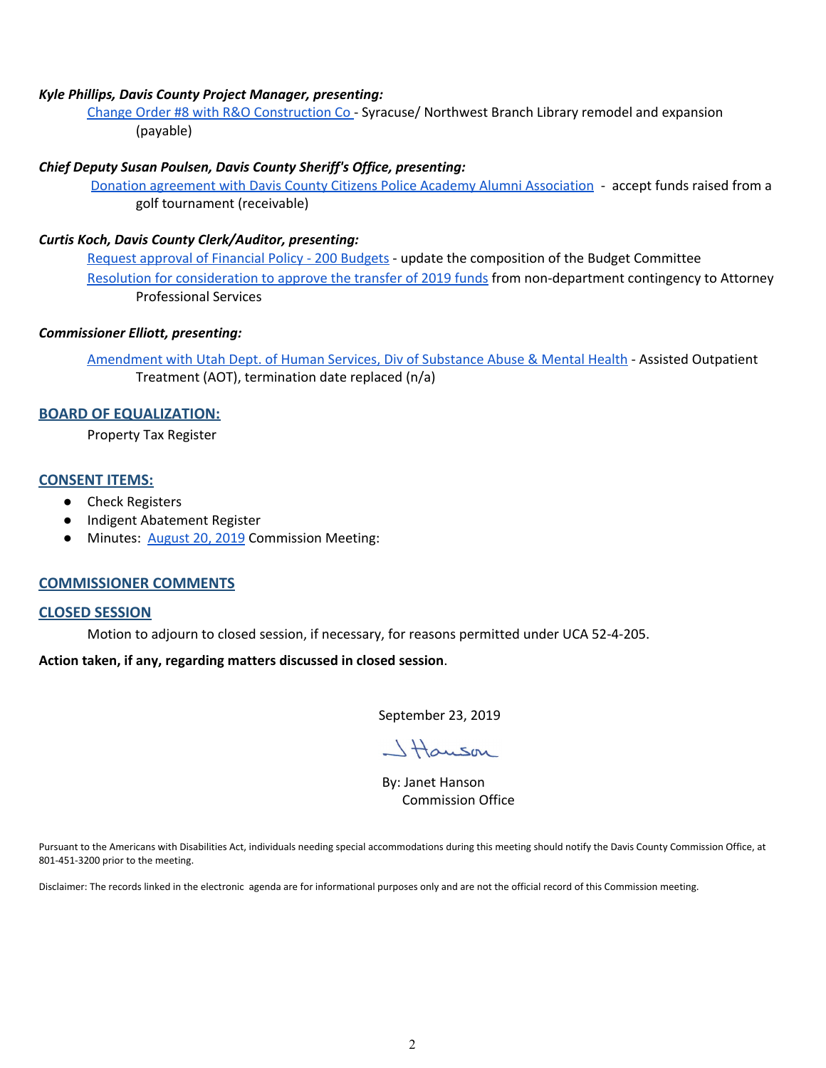***Kyle Phillips, Davis County Project Manager, presenting:***

Change Order #8 with R&O Construction Co - Syracuse/ Northwest Branch Library remodel and expansion (payable)

***Chief Deputy Susan Poulsen, Davis County Sheriff's Office, presenting:***

Donation agreement with Davis County Citizens Police Academy Alumni Association - accept funds raised from a golf tournament (receivable)

***Curtis Koch, Davis County Clerk/Auditor, presenting:***

Request approval of Financial Policy - 200 Budgets - update the composition of the Budget Committee

Resolution for consideration to approve the transfer of 2019 funds from non-department contingency to Attorney Professional Services

***Commissioner Elliott, presenting:***

Amendment with Utah Dept. of Human Services, Div of Substance Abuse & Mental Health - Assisted Outpatient Treatment (AOT), termination date replaced (n/a)

## BOARD OF EQUALIZATION:

Property Tax Register

## CONSENT ITEMS:

- Check Registers
- Indigent Abatement Register
- Minutes: August 20, 2019 Commission Meeting:

## COMMISSIONER COMMENTS

## CLOSED SESSION

Motion to adjourn to closed session, if necessary, for reasons permitted under UCA 52-4-205.

**Action taken, if any, regarding matters discussed in closed session**.

September 23, 2019

J Hanson

By: Janet Hanson
Commission Office

Pursuant to the Americans with Disabilities Act, individuals needing special accommodations during this meeting should notify the Davis County Commission Office, at 801-451-3200 prior to the meeting.

Disclaimer: The records linked in the electronic agenda are for informational purposes only and are not the official record of this Commission meeting.